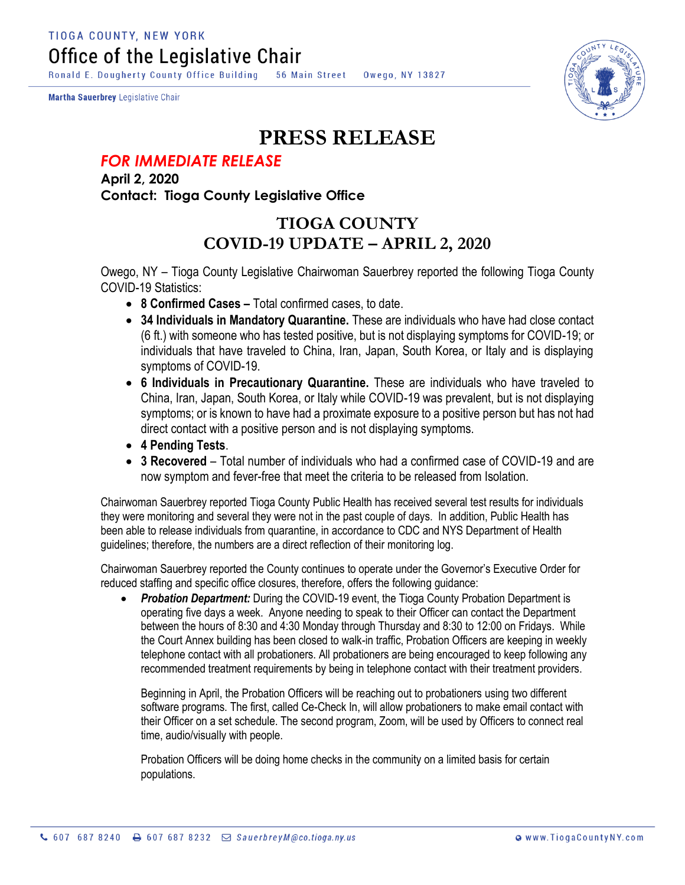TIOGA COUNTY, NEW YORK

# Office of the Legislative Chair

Ronald E. Dougherty County Office Building 56 Main Street Owego, NY 13827

**Martha Sauerbrey** Legislative Chair

# PRESS RELEASE

***FOR IMMEDIATE RELEASE***

**April 2, 2020**

**Contact: Tioga County Legislative Office**

## TIOGA COUNTY
## COVID-19 UPDATE – APRIL 2, 2020

Owego, NY – Tioga County Legislative Chairwoman Sauerbrey reported the following Tioga County COVID-19 Statistics:

- **8 Confirmed Cases –** Total confirmed cases, to date.
- **34 Individuals in Mandatory Quarantine.** These are individuals who have had close contact (6 ft.) with someone who has tested positive, but is not displaying symptoms for COVID-19; or individuals that have traveled to China, Iran, Japan, South Korea, or Italy and is displaying symptoms of COVID-19.
- **6 Individuals in Precautionary Quarantine.** These are individuals who have traveled to China, Iran, Japan, South Korea, or Italy while COVID-19 was prevalent, but is not displaying symptoms; or is known to have had a proximate exposure to a positive person but has not had direct contact with a positive person and is not displaying symptoms.
- **4 Pending Tests**.
- **3 Recovered** – Total number of individuals who had a confirmed case of COVID-19 and are now symptom and fever-free that meet the criteria to be released from Isolation.

Chairwoman Sauerbrey reported Tioga County Public Health has received several test results for individuals they were monitoring and several they were not in the past couple of days. In addition, Public Health has been able to release individuals from quarantine, in accordance to CDC and NYS Department of Health guidelines; therefore, the numbers are a direct reflection of their monitoring log.

Chairwoman Sauerbrey reported the County continues to operate under the Governor's Executive Order for reduced staffing and specific office closures, therefore, offers the following guidance:

- ***Probation Department:*** During the COVID-19 event, the Tioga County Probation Department is operating five days a week. Anyone needing to speak to their Officer can contact the Department between the hours of 8:30 and 4:30 Monday through Thursday and 8:30 to 12:00 on Fridays. While the Court Annex building has been closed to walk-in traffic, Probation Officers are keeping in weekly telephone contact with all probationers. All probationers are being encouraged to keep following any recommended treatment requirements by being in telephone contact with their treatment providers.

  Beginning in April, the Probation Officers will be reaching out to probationers using two different software programs. The first, called Ce-Check In, will allow probationers to make email contact with their Officer on a set schedule. The second program, Zoom, will be used by Officers to connect real time, audio/visually with people.

  Probation Officers will be doing home checks in the community on a limited basis for certain populations.

607 687 8240 607 687 8232 SauerbreyM@co.tioga.ny.us www.TiogaCountyNY.com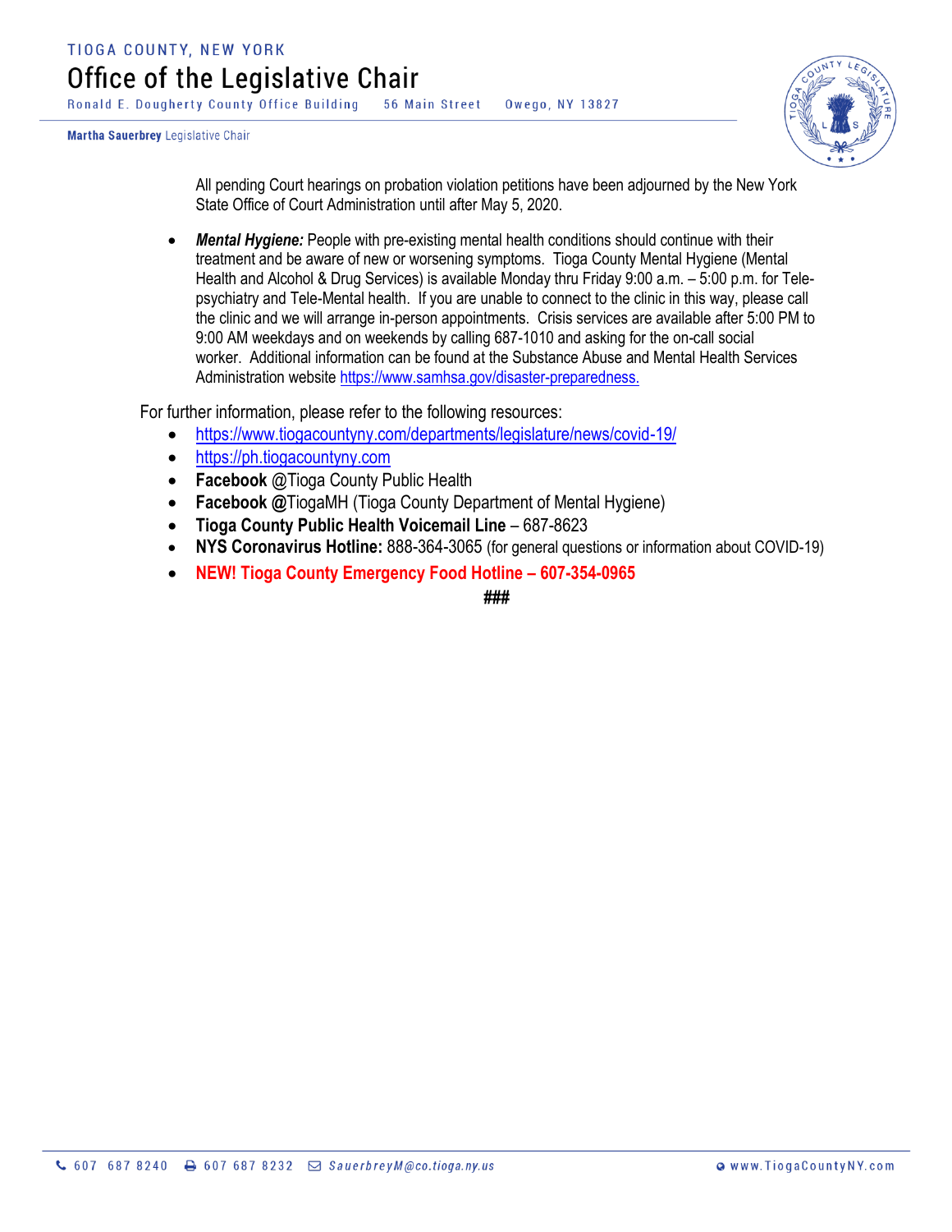All pending Court hearings on probation violation petitions have been adjourned by the New York State Office of Court Administration until after May 5, 2020.

- ***Mental Hygiene:*** People with pre-existing mental health conditions should continue with their treatment and be aware of new or worsening symptoms. Tioga County Mental Hygiene (Mental Health and Alcohol & Drug Services) is available Monday thru Friday 9:00 a.m. – 5:00 p.m. for Tele-psychiatry and Tele-Mental health. If you are unable to connect to the clinic in this way, please call the clinic and we will arrange in-person appointments. Crisis services are available after 5:00 PM to 9:00 AM weekdays and on weekends by calling 687-1010 and asking for the on-call social worker. Additional information can be found at the Substance Abuse and Mental Health Services Administration website https://www.samhsa.gov/disaster-preparedness.

For further information, please refer to the following resources:

- https://www.tiogacountyny.com/departments/legislature/news/covid-19/
- https://ph.tiogacountyny.com
- **Facebook** @Tioga County Public Health
- **Facebook** **@**TiogaMH (Tioga County Department of Mental Hygiene)
- **Tioga County Public Health Voicemail Line** – 687-8623
- **NYS Coronavirus Hotline:** 888-364-3065 (for general questions or information about COVID-19)
- **NEW! Tioga County Emergency Food Hotline – 607-354-0965**

**###**